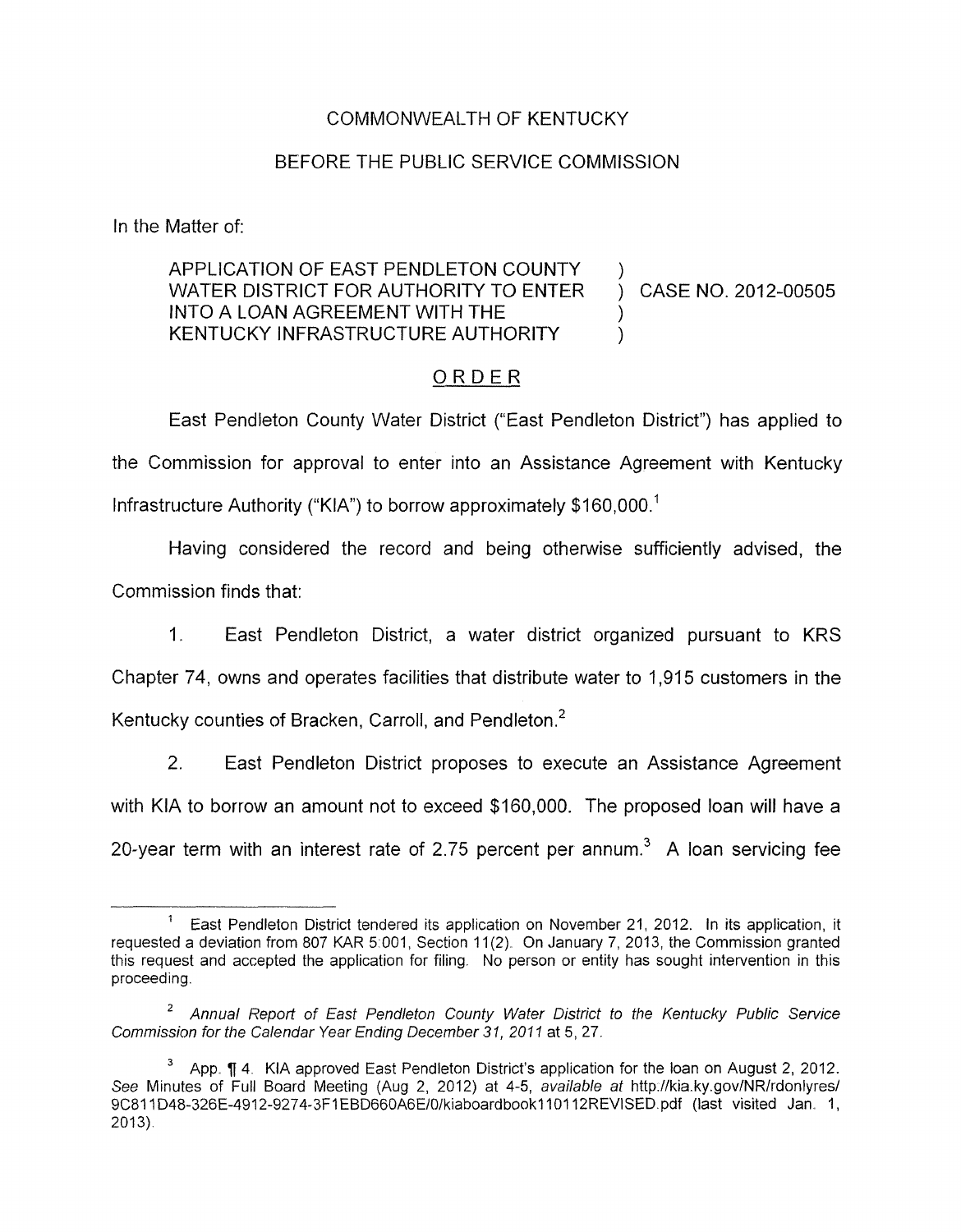COMMONWEALTH OF KENTUCKY

BEFORE THE PUBLIC SERVICE COMMISSION

In the Matter of:

| | | |
|---|---|---|
| APPLICATION OF EAST PENDLETON COUNTY WATER DISTRICT FOR AUTHORITY TO ENTER INTO A LOAN AGREEMENT WITH THE KENTUCKY INFRASTRUCTURE AUTHORITY | ) | CASE NO. 2012-00505 |

## ORDER

East Pendleton County Water District ("East Pendleton District") has applied to the Commission for approval to enter into an Assistance Agreement with Kentucky Infrastructure Authority ("KIA") to borrow approximately $160,000.[1]

Having considered the record and being otherwise sufficiently advised, the Commission finds that:

1. East Pendleton District, a water district organized pursuant to KRS Chapter 74, owns and operates facilities that distribute water to 1,915 customers in the Kentucky counties of Bracken, Carroll, and Pendleton.[2]

2. East Pendleton District proposes to execute an Assistance Agreement with KIA to borrow an amount not to exceed $160,000. The proposed loan will have a 20-year term with an interest rate of 2.75 percent per annum.[3] A loan servicing fee

---

[1] East Pendleton District tendered its application on November 21, 2012. In its application, it requested a deviation from 807 KAR 5:001, Section 11(2). On January 7, 2013, the Commission granted this request and accepted the application for filing. No person or entity has sought intervention in this proceeding.

[2] *Annual Report of East Pendleton County Water District to the Kentucky Public Service Commission for the Calendar Year Ending December 31, 2011* at 5, 27.

[3] App. ¶ 4. KIA approved East Pendleton District's application for the loan on August 2, 2012. *See* Minutes of Full Board Meeting (Aug 2, 2012) at 4-5, *available at* http://kia.ky.gov/NR/rdonlyres/9C811D48-326E-4912-9274-3F1EBD660A6E/0/kiaboardbook110112REVISED.pdf (last visited Jan. 1, 2013).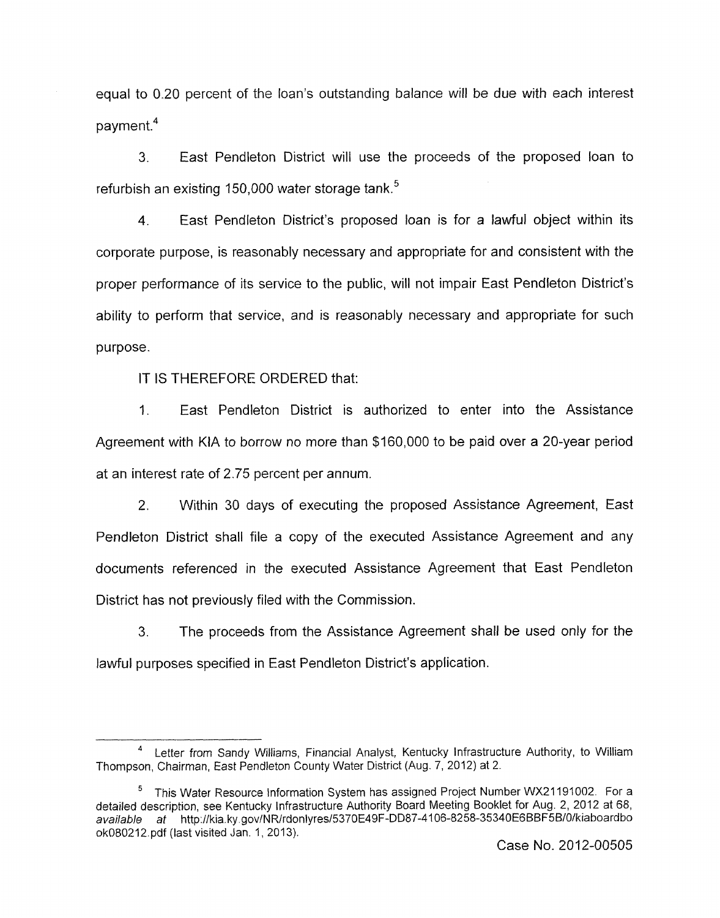equal to 0.20 percent of the loan's outstanding balance will be due with each interest payment.[4]

3. East Pendleton District will use the proceeds of the proposed loan to refurbish an existing 150,000 water storage tank.[5]

4. East Pendleton District's proposed loan is for a lawful object within its corporate purpose, is reasonably necessary and appropriate for and consistent with the proper performance of its service to the public, will not impair East Pendleton District's ability to perform that service, and is reasonably necessary and appropriate for such purpose.

IT IS THEREFORE ORDERED that:

1. East Pendleton District is authorized to enter into the Assistance Agreement with KIA to borrow no more than $160,000 to be paid over a 20-year period at an interest rate of 2.75 percent per annum.

2. Within 30 days of executing the proposed Assistance Agreement, East Pendleton District shall file a copy of the executed Assistance Agreement and any documents referenced in the executed Assistance Agreement that East Pendleton District has not previously filed with the Commission.

3. The proceeds from the Assistance Agreement shall be used only for the lawful purposes specified in East Pendleton District's application.

---

[4] Letter from Sandy Williams, Financial Analyst, Kentucky Infrastructure Authority, to William Thompson, Chairman, East Pendleton County Water District (Aug. 7, 2012) at 2.

[5] This Water Resource Information System has assigned Project Number WX21191002. For a detailed description, see Kentucky Infrastructure Authority Board Meeting Booklet for Aug. 2, 2012 at 68, *available at* http://kia.ky.gov/NR/rdonlyres/5370E49F-DD87-4106-8258-35340E6BBF5B/0/kiaboardbook080212.pdf (last visited Jan. 1, 2013).

Case No. 2012-00505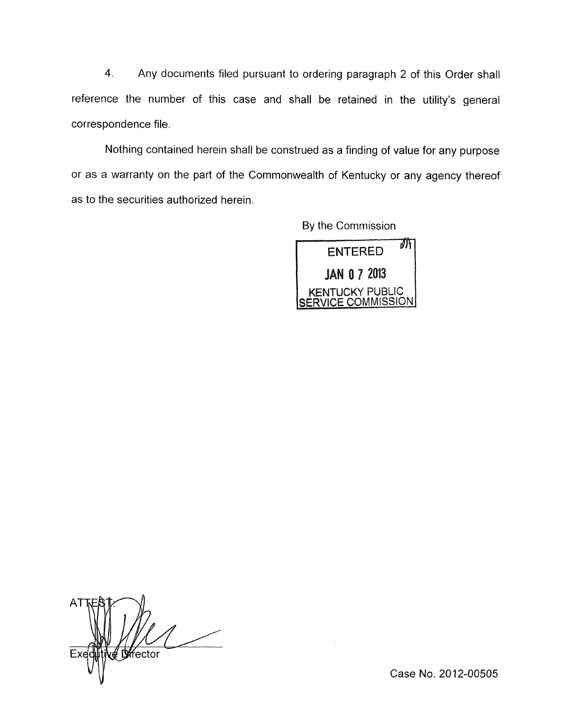4. Any documents filed pursuant to ordering paragraph 2 of this Order shall reference the number of this case and shall be retained in the utility's general correspondence file.

Nothing contained herein shall be construed as a finding of value for any purpose or as a warranty on the part of the Commonwealth of Kentucky or any agency thereof as to the securities authorized herein.

By the Commission

ENTERED
JAN 07 2013
KENTUCKY PUBLIC SERVICE COMMISSION

ATTEST:

Executive Director

Case No. 2012-00505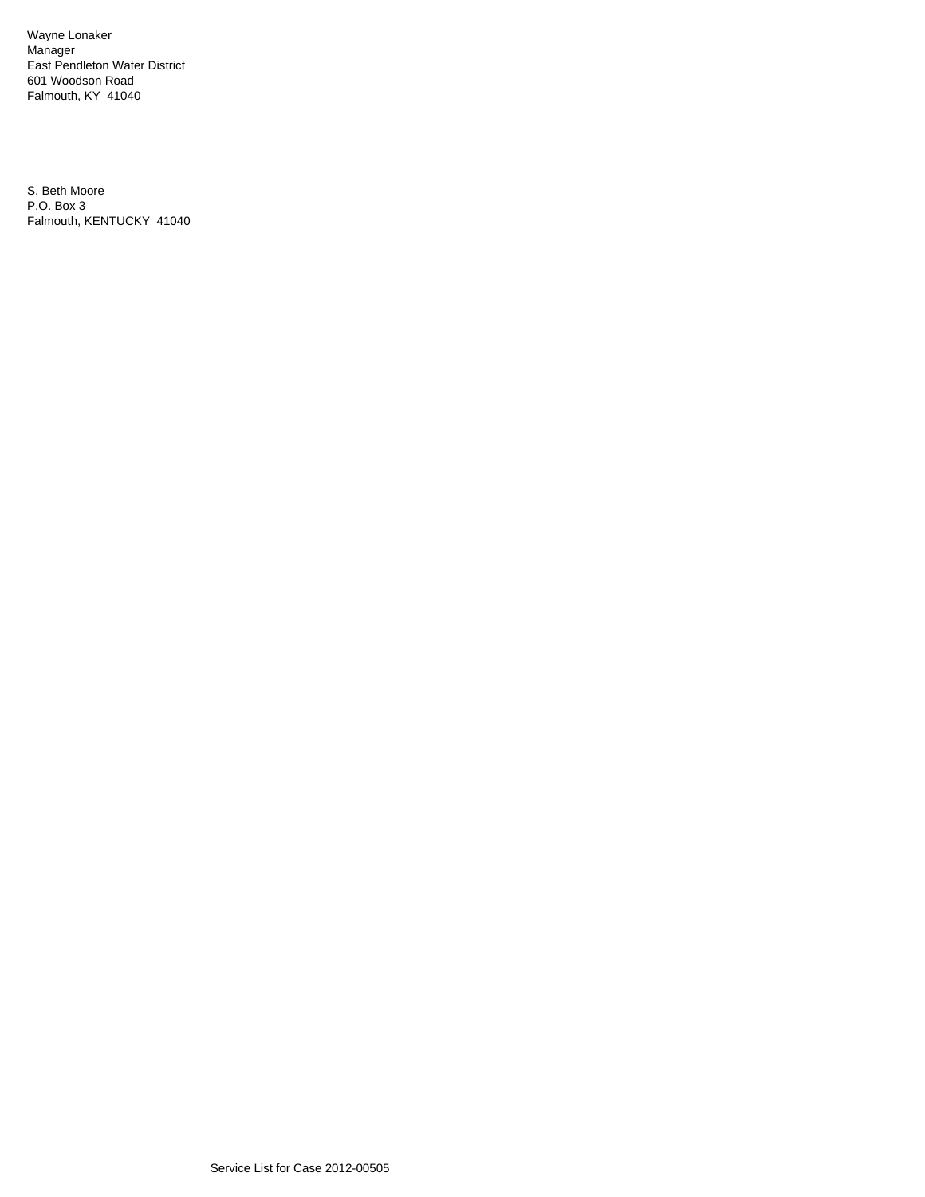Wayne Lonaker
Manager
East Pendleton Water District
601 Woodson Road
Falmouth, KY 41040

S. Beth Moore
P.O. Box 3
Falmouth, KENTUCKY 41040